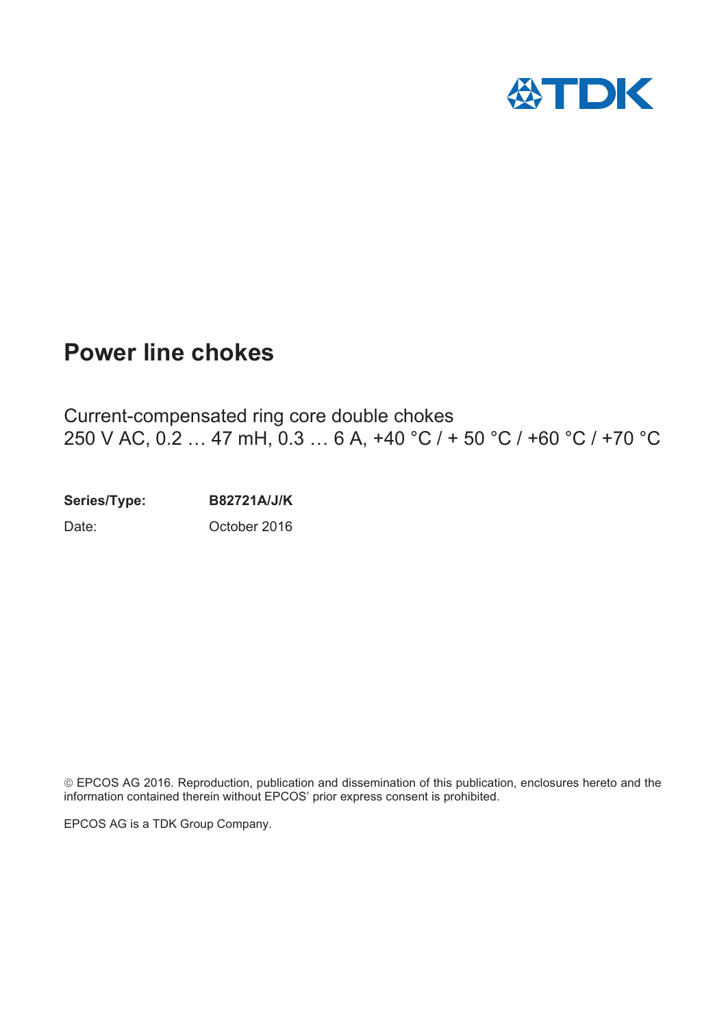# Power line chokes

Current-compensated ring core double chokes
250 V AC, 0.2 … 47 mH, 0.3 … 6 A, +40 °C / + 50 °C / +60 °C / +70 °C

**Series/Type:** **B82721A/J/K**

Date: October 2016

© EPCOS AG 2016. Reproduction, publication and dissemination of this publication, enclosures hereto and the information contained therein without EPCOS' prior express consent is prohibited.

EPCOS AG is a TDK Group Company.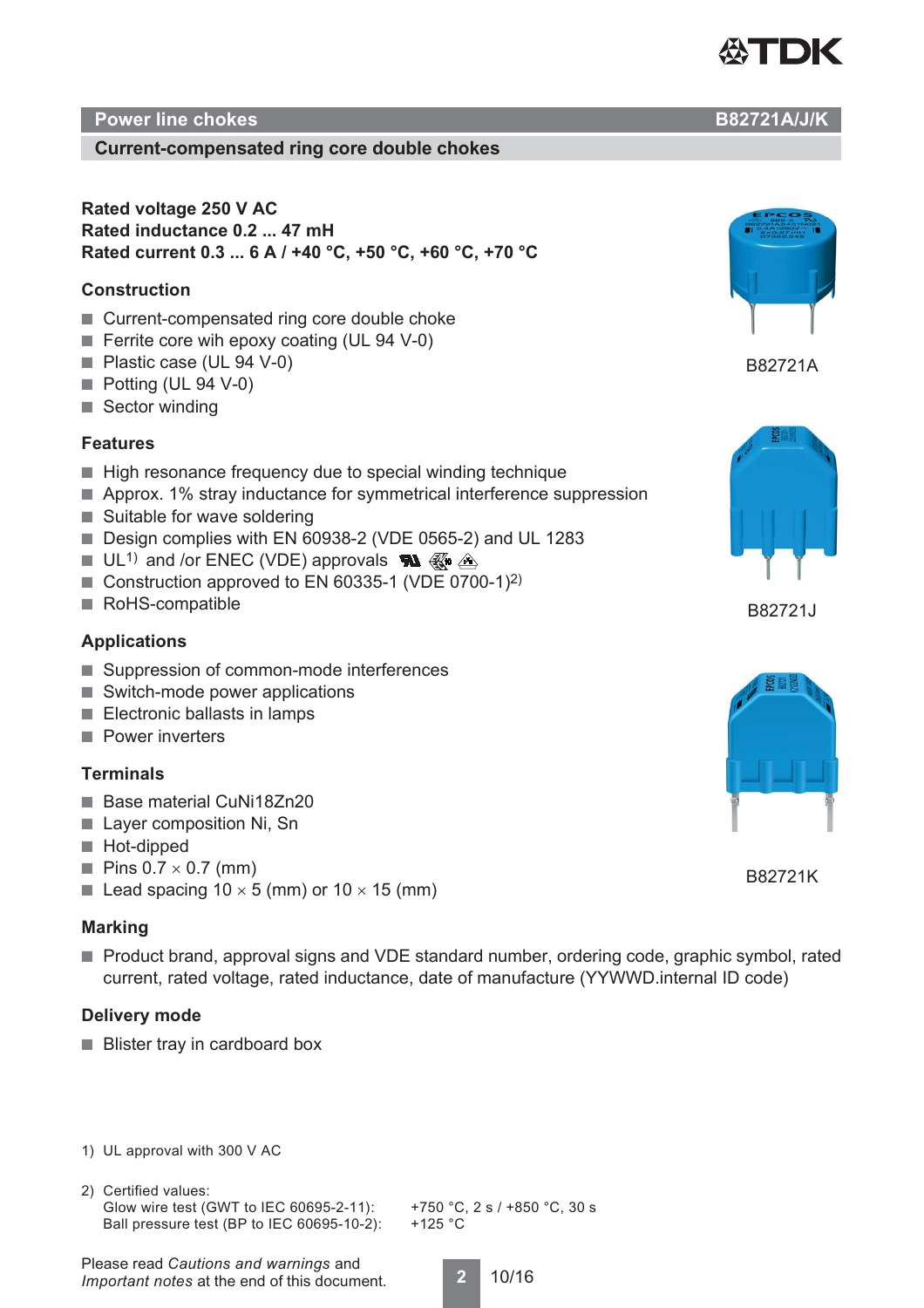# Power line chokes — B82721A/J/K

## Current-compensated ring core double chokes

**Rated voltage 250 V AC**
**Rated inductance 0.2 ... 47 mH**
**Rated current 0.3 ... 6 A / +40 °C, +50 °C, +60 °C, +70 °C**

B82721A

B82721J

B82721K

### Construction

- Current-compensated ring core double choke
- Ferrite core wih epoxy coating (UL 94 V-0)
- Plastic case (UL 94 V-0)
- Potting (UL 94 V-0)
- Sector winding

### Features

- High resonance frequency due to special winding technique
- Approx. 1% stray inductance for symmetrical interference suppression
- Suitable for wave soldering
- Design complies with EN 60938-2 (VDE 0565-2) and UL 1283
- UL[1] and /or ENEC (VDE) approvals
- Construction approved to EN 60335-1 (VDE 0700-1)[2]
- RoHS-compatible

### Applications

- Suppression of common-mode interferences
- Switch-mode power applications
- Electronic ballasts in lamps
- Power inverters

### Terminals

- Base material CuNi18Zn20
- Layer composition Ni, Sn
- Hot-dipped
- Pins 0.7 × 0.7 (mm)
- Lead spacing 10 × 5 (mm) or 10 × 15 (mm)

### Marking

- Product brand, approval signs and VDE standard number, ordering code, graphic symbol, rated current, rated voltage, rated inductance, date of manufacture (YYWWD.internal ID code)

### Delivery mode

- Blister tray in cardboard box

1) UL approval with 300 V AC

2) Certified values:
Glow wire test (GWT to IEC 60695-2-11): +750 °C, 2 s / +850 °C, 30 s
Ball pressure test (BP to IEC 60695-10-2): +125 °C

Please read *Cautions and warnings* and *Important notes* at the end of this document.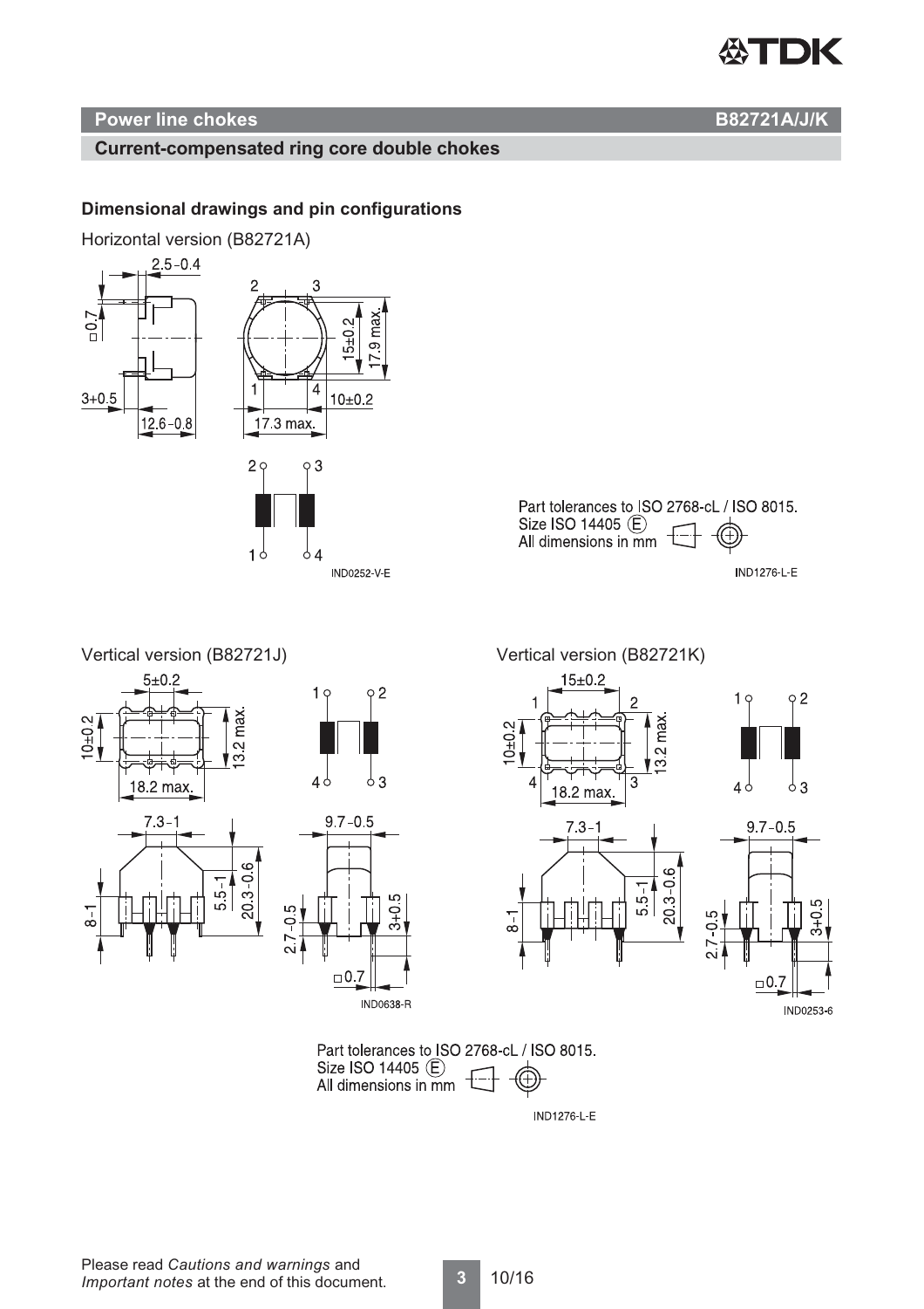## Power line chokes

**B82721A/J/K**

### Current-compensated ring core double chokes

**Dimensional drawings and pin configurations**

Horizontal version (B82721A)

2.5 -0.4

□0.7

3+0.5

12.6 -0.8

2 3

15±0.2

17.9 max.

1 4

10±0.2

17.3 max.

IND0252-V-E

Part tolerances to ISO 2768-cL / ISO 8015.
Size ISO 14405 (E)
All dimensions in mm

IND1276-L-E

Vertical version (B82721J)

5±0.2

10±0.2

13.2 max.

18.2 max.

7.3 -1

8 -1

5.5 -1

20.3 -0.6

9.7 -0.5

2.7 -0.5

3+0.5

□0.7

IND0638-R

Vertical version (B82721K)

15±0.2

10±0.2

13.2 max.

18.2 max.

7.3 -1

8 -1

5.5 -1

20.3 -0.6

9.7 -0.5

2.7 -0.5

3+0.5

□0.7

IND0253-6

Part tolerances to ISO 2768-cL / ISO 8015.
Size ISO 14405 (E)
All dimensions in mm

IND1276-L-E

Please read *Cautions and warnings* and *Important notes* at the end of this document.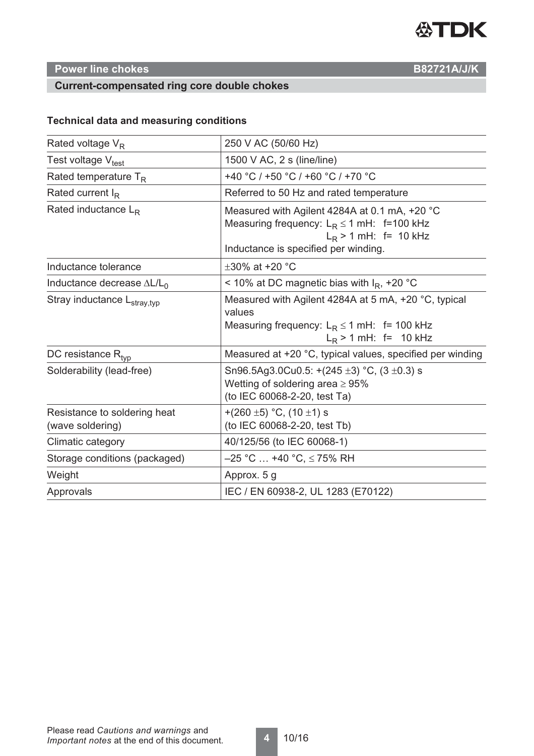**Power line chokes** **B82721A/J/K**

**Current-compensated ring core double chokes**

### Technical data and measuring conditions

| | |
|---|---|
| Rated voltage $V_R$ | 250 V AC (50/60 Hz) |
| Test voltage $V_{test}$ | 1500 V AC, 2 s (line/line) |
| Rated temperature $T_R$ | +40 °C / +50 °C / +60 °C / +70 °C |
| Rated current $I_R$ | Referred to 50 Hz and rated temperature |
| Rated inductance $L_R$ | Measured with Agilent 4284A at 0.1 mA, +20 °C<br>Measuring frequency: $L_R \leq 1$ mH: f=100 kHz<br>$L_R > 1$ mH: f= 10 kHz<br>Inductance is specified per winding. |
| Inductance tolerance | ±30% at +20 °C |
| Inductance decrease $\Delta L/L_0$ | < 10% at DC magnetic bias with $I_R$, +20 °C |
| Stray inductance $L_{stray,typ}$ | Measured with Agilent 4284A at 5 mA, +20 °C, typical values<br>Measuring frequency: $L_R \leq 1$ mH: f= 100 kHz<br>$L_R > 1$ mH: f= 10 kHz |
| DC resistance $R_{typ}$ | Measured at +20 °C, typical values, specified per winding |
| Solderability (lead-free) | Sn96.5Ag3.0Cu0.5: +(245 ±3) °C, (3 ±0.3) s<br>Wetting of soldering area ≥ 95%<br>(to IEC 60068-2-20, test Ta) |
| Resistance to soldering heat (wave soldering) | +(260 ±5) °C, (10 ±1) s<br>(to IEC 60068-2-20, test Tb) |
| Climatic category | 40/125/56 (to IEC 60068-1) |
| Storage conditions (packaged) | –25 °C … +40 °C, ≤ 75% RH |
| Weight | Approx. 5 g |
| Approvals | IEC / EN 60938-2, UL 1283 (E70122) |

Please read *Cautions and warnings* and *Important notes* at the end of this document.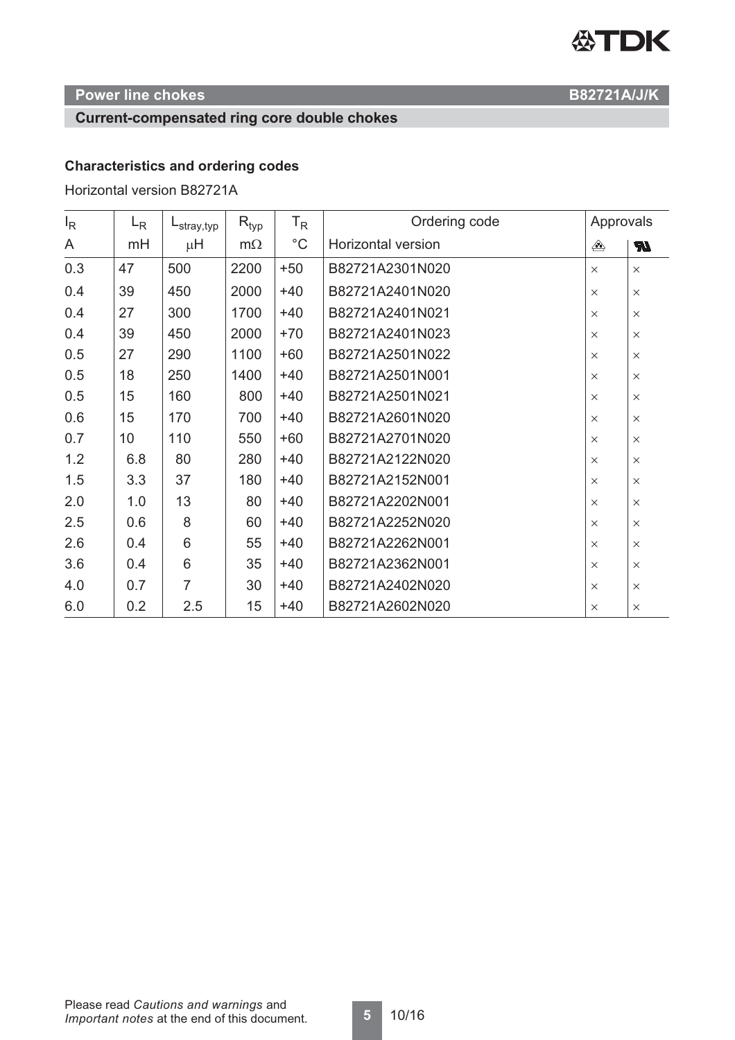## Power line chokes B82721A/J/K

### Current-compensated ring core double chokes

**Characteristics and ordering codes**

Horizontal version B82721A

| $I_R$ | $L_R$ | $L_{stray,typ}$ | $R_{typ}$ | $T_R$ | Ordering code | Approvals | |
|---|---|---|---|---|---|---|---|
| A | mH | µH | mΩ | °C | Horizontal version | VDE | UR |
| 0.3 | 47 | 500 | 2200 | +50 | B82721A2301N020 | × | × |
| 0.4 | 39 | 450 | 2000 | +40 | B82721A2401N020 | × | × |
| 0.4 | 27 | 300 | 1700 | +40 | B82721A2401N021 | × | × |
| 0.4 | 39 | 450 | 2000 | +70 | B82721A2401N023 | × | × |
| 0.5 | 27 | 290 | 1100 | +60 | B82721A2501N022 | × | × |
| 0.5 | 18 | 250 | 1400 | +40 | B82721A2501N001 | × | × |
| 0.5 | 15 | 160 | 800 | +40 | B82721A2501N021 | × | × |
| 0.6 | 15 | 170 | 700 | +40 | B82721A2601N020 | × | × |
| 0.7 | 10 | 110 | 550 | +60 | B82721A2701N020 | × | × |
| 1.2 | 6.8 | 80 | 280 | +40 | B82721A2122N020 | × | × |
| 1.5 | 3.3 | 37 | 180 | +40 | B82721A2152N001 | × | × |
| 2.0 | 1.0 | 13 | 80 | +40 | B82721A2202N001 | × | × |
| 2.5 | 0.6 | 8 | 60 | +40 | B82721A2252N020 | × | × |
| 2.6 | 0.4 | 6 | 55 | +40 | B82721A2262N001 | × | × |
| 3.6 | 0.4 | 6 | 35 | +40 | B82721A2362N001 | × | × |
| 4.0 | 0.7 | 7 | 30 | +40 | B82721A2402N020 | × | × |
| 6.0 | 0.2 | 2.5 | 15 | +40 | B82721A2602N020 | × | × |

Please read *Cautions and warnings* and *Important notes* at the end of this document.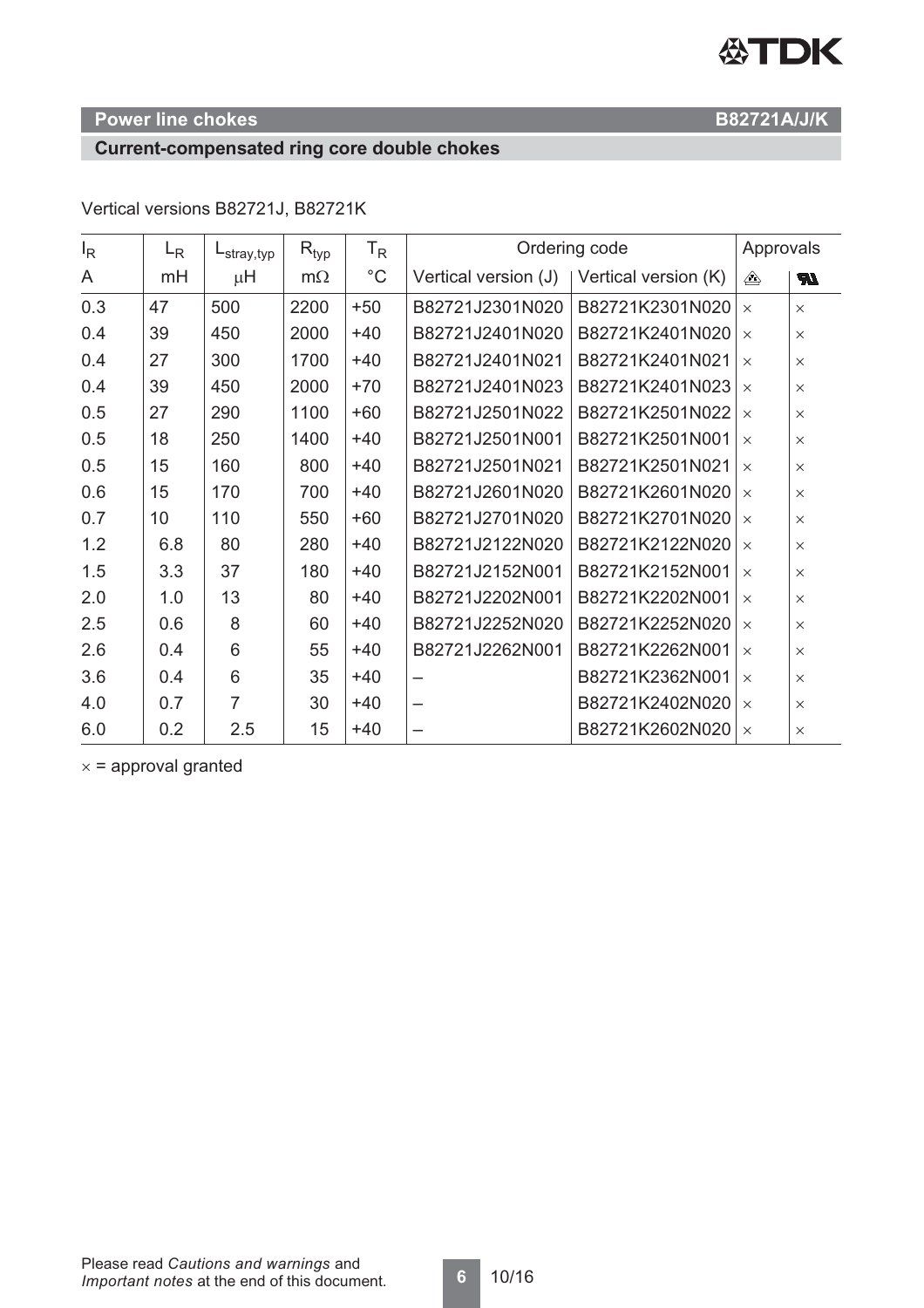## Power line chokes B82721A/J/K

### Current-compensated ring core double chokes

Vertical versions B82721J, B82721K

| $I_R$ | $L_R$ | $L_{stray,typ}$ | $R_{typ}$ | $T_R$ | Ordering code | | Approvals | |
|---|---|---|---|---|---|---|---|---|
| A | mH | μH | mΩ | °C | Vertical version (J) | Vertical version (K) | VDE | UL |
| 0.3 | 47 | 500 | 2200 | +50 | B82721J2301N020 | B82721K2301N020 | × | × |
| 0.4 | 39 | 450 | 2000 | +40 | B82721J2401N020 | B82721K2401N020 | × | × |
| 0.4 | 27 | 300 | 1700 | +40 | B82721J2401N021 | B82721K2401N021 | × | × |
| 0.4 | 39 | 450 | 2000 | +70 | B82721J2401N023 | B82721K2401N023 | × | × |
| 0.5 | 27 | 290 | 1100 | +60 | B82721J2501N022 | B82721K2501N022 | × | × |
| 0.5 | 18 | 250 | 1400 | +40 | B82721J2501N001 | B82721K2501N001 | × | × |
| 0.5 | 15 | 160 | 800 | +40 | B82721J2501N021 | B82721K2501N021 | × | × |
| 0.6 | 15 | 170 | 700 | +40 | B82721J2601N020 | B82721K2601N020 | × | × |
| 0.7 | 10 | 110 | 550 | +60 | B82721J2701N020 | B82721K2701N020 | × | × |
| 1.2 | 6.8 | 80 | 280 | +40 | B82721J2122N020 | B82721K2122N020 | × | × |
| 1.5 | 3.3 | 37 | 180 | +40 | B82721J2152N001 | B82721K2152N001 | × | × |
| 2.0 | 1.0 | 13 | 80 | +40 | B82721J2202N001 | B82721K2202N001 | × | × |
| 2.5 | 0.6 | 8 | 60 | +40 | B82721J2252N020 | B82721K2252N020 | × | × |
| 2.6 | 0.4 | 6 | 55 | +40 | B82721J2262N001 | B82721K2262N001 | × | × |
| 3.6 | 0.4 | 6 | 35 | +40 | – | B82721K2362N001 | × | × |
| 4.0 | 0.7 | 7 | 30 | +40 | – | B82721K2402N020 | × | × |
| 6.0 | 0.2 | 2.5 | 15 | +40 | – | B82721K2602N020 | × | × |

× = approval granted

Please read *Cautions and warnings* and *Important notes* at the end of this document.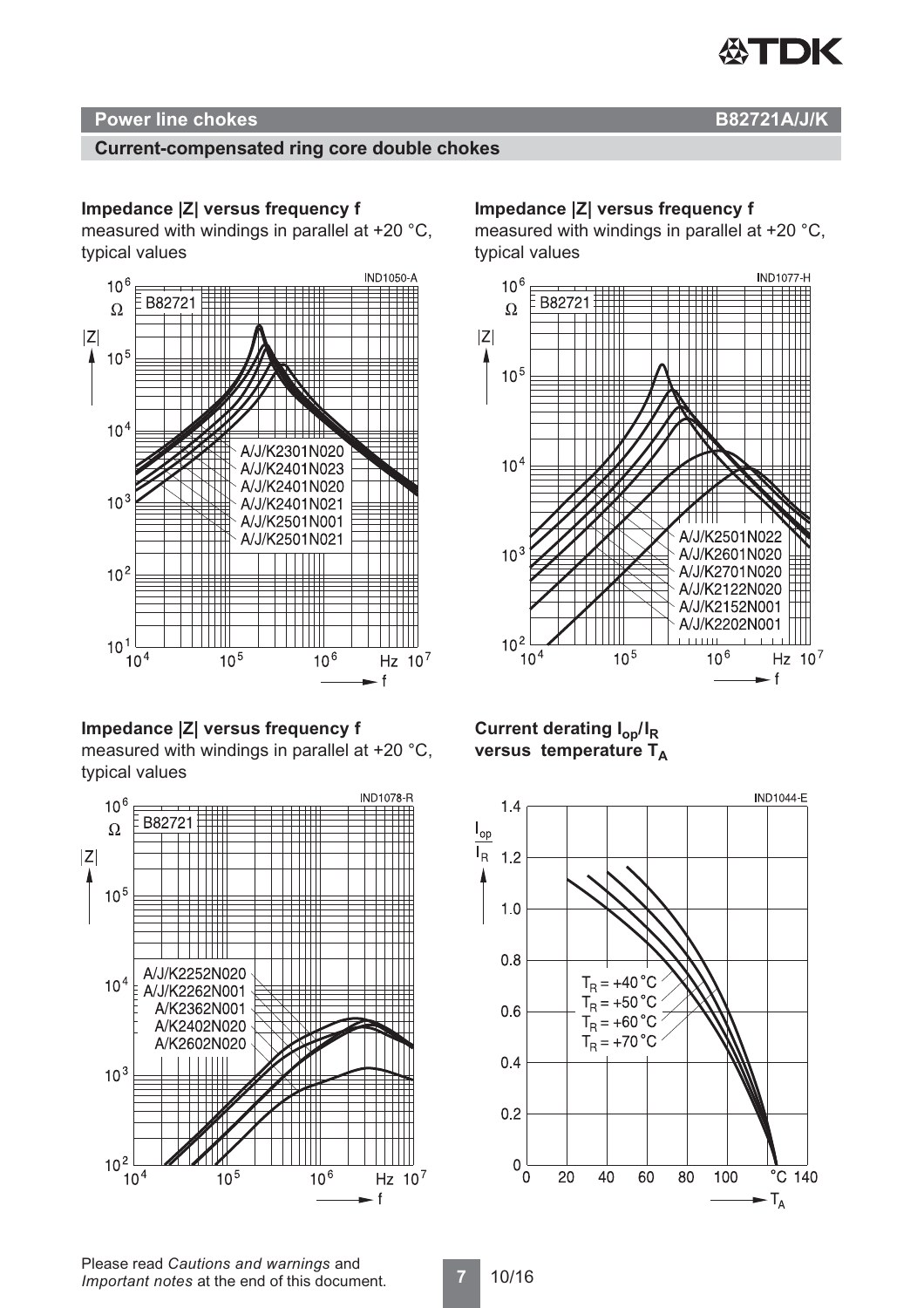## Power line chokes B82721A/J/K

### Current-compensated ring core double chokes

**Impedance |Z| versus frequency f**
measured with windings in parallel at +20 °C, typical values

IND1050-A

B82721

A/J/K2301N020
A/J/K2401N023
A/J/K2401N020
A/J/K2401N021
A/J/K2501N001
A/J/K2501N021

**Impedance |Z| versus frequency f**
measured with windings in parallel at +20 °C, typical values

IND1077-H

B82721

A/J/K2501N022
A/J/K2601N020
A/J/K2701N020
A/J/K2122N020
A/J/K2152N001
A/J/K2202N001

**Impedance |Z| versus frequency f**
measured with windings in parallel at +20 °C, typical values

IND1078-R

B82721

A/J/K2252N020
A/J/K2262N001
A/K2362N001
A/K2402N020
A/K2602N020

**Current derating $I_{op}/I_R$ versus temperature $T_A$**

IND1044-E

$T_R$ = +40 °C
$T_R$ = +50 °C
$T_R$ = +60 °C
$T_R$ = +70 °C

Please read *Cautions and warnings* and *Important notes* at the end of this document.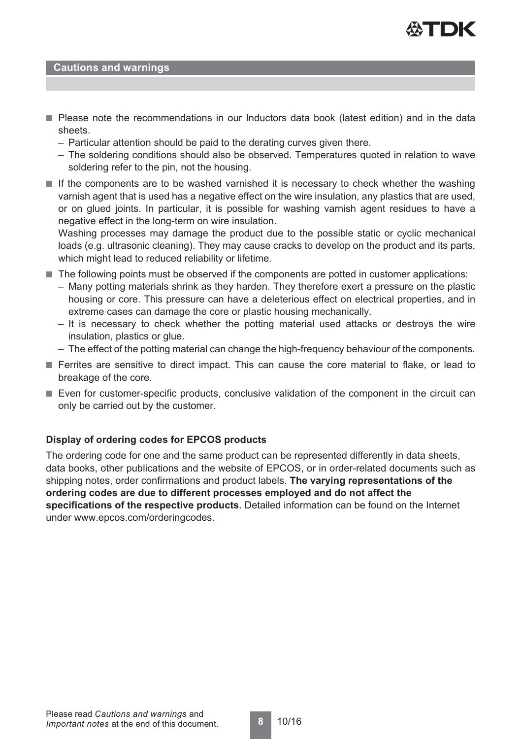## Cautions and warnings

- Please note the recommendations in our Inductors data book (latest edition) and in the data sheets.
  - Particular attention should be paid to the derating curves given there.
  - The soldering conditions should also be observed. Temperatures quoted in relation to wave soldering refer to the pin, not the housing.
- If the components are to be washed varnished it is necessary to check whether the washing varnish agent that is used has a negative effect on the wire insulation, any plastics that are used, or on glued joints. In particular, it is possible for washing varnish agent residues to have a negative effect in the long-term on wire insulation.
  Washing processes may damage the product due to the possible static or cyclic mechanical loads (e.g. ultrasonic cleaning). They may cause cracks to develop on the product and its parts, which might lead to reduced reliability or lifetime.
- The following points must be observed if the components are potted in customer applications:
  - Many potting materials shrink as they harden. They therefore exert a pressure on the plastic housing or core. This pressure can have a deleterious effect on electrical properties, and in extreme cases can damage the core or plastic housing mechanically.
  - It is necessary to check whether the potting material used attacks or destroys the wire insulation, plastics or glue.
  - The effect of the potting material can change the high-frequency behaviour of the components.
- Ferrites are sensitive to direct impact. This can cause the core material to flake, or lead to breakage of the core.
- Even for customer-specific products, conclusive validation of the component in the circuit can only be carried out by the customer.

**Display of ordering codes for EPCOS products**

The ordering code for one and the same product can be represented differently in data sheets, data books, other publications and the website of EPCOS, or in order-related documents such as shipping notes, order confirmations and product labels. **The varying representations of the ordering codes are due to different processes employed and do not affect the specifications of the respective products**. Detailed information can be found on the Internet under www.epcos.com/orderingcodes.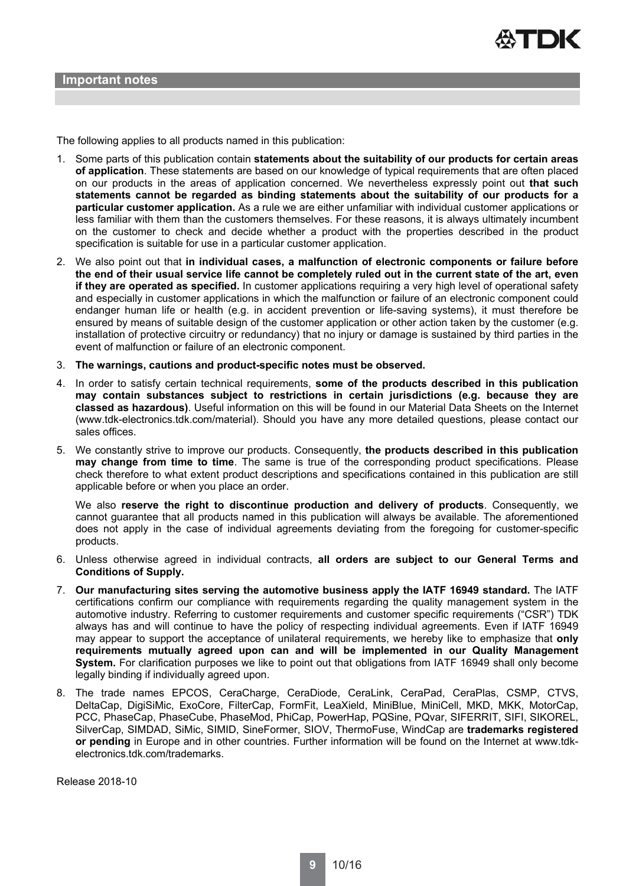## Important notes

The following applies to all products named in this publication:

1. Some parts of this publication contain **statements about the suitability of our products for certain areas of application**. These statements are based on our knowledge of typical requirements that are often placed on our products in the areas of application concerned. We nevertheless expressly point out **that such statements cannot be regarded as binding statements about the suitability of our products for a particular customer application.** As a rule we are either unfamiliar with individual customer applications or less familiar with them than the customers themselves. For these reasons, it is always ultimately incumbent on the customer to check and decide whether a product with the properties described in the product specification is suitable for use in a particular customer application.
2. We also point out that **in individual cases, a malfunction of electronic components or failure before the end of their usual service life cannot be completely ruled out in the current state of the art, even if they are operated as specified.** In customer applications requiring a very high level of operational safety and especially in customer applications in which the malfunction or failure of an electronic component could endanger human life or health (e.g. in accident prevention or life-saving systems), it must therefore be ensured by means of suitable design of the customer application or other action taken by the customer (e.g. installation of protective circuitry or redundancy) that no injury or damage is sustained by third parties in the event of malfunction or failure of an electronic component.
3. **The warnings, cautions and product-specific notes must be observed.**
4. In order to satisfy certain technical requirements, **some of the products described in this publication may contain substances subject to restrictions in certain jurisdictions (e.g. because they are classed as hazardous)**. Useful information on this will be found in our Material Data Sheets on the Internet (www.tdk-electronics.tdk.com/material). Should you have any more detailed questions, please contact our sales offices.
5. We constantly strive to improve our products. Consequently, **the products described in this publication may change from time to time**. The same is true of the corresponding product specifications. Please check therefore to what extent product descriptions and specifications contained in this publication are still applicable before or when you place an order.

   We also **reserve the right to discontinue production and delivery of products**. Consequently, we cannot guarantee that all products named in this publication will always be available. The aforementioned does not apply in the case of individual agreements deviating from the foregoing for customer-specific products.
6. Unless otherwise agreed in individual contracts, **all orders are subject to our General Terms and Conditions of Supply.**
7. **Our manufacturing sites serving the automotive business apply the IATF 16949 standard.** The IATF certifications confirm our compliance with requirements regarding the quality management system in the automotive industry. Referring to customer requirements and customer specific requirements ("CSR") TDK always has and will continue to have the policy of respecting individual agreements. Even if IATF 16949 may appear to support the acceptance of unilateral requirements, we hereby like to emphasize that **only requirements mutually agreed upon can and will be implemented in our Quality Management System.** For clarification purposes we like to point out that obligations from IATF 16949 shall only become legally binding if individually agreed upon.
8. The trade names EPCOS, CeraCharge, CeraDiode, CeraLink, CeraPad, CeraPlas, CSMP, CTVS, DeltaCap, DigiSiMic, ExoCore, FilterCap, FormFit, LeaXield, MiniBlue, MiniCell, MKD, MKK, MotorCap, PCC, PhaseCap, PhaseCube, PhaseMod, PhiCap, PowerHap, PQSine, PQvar, SIFERRIT, SIFI, SIKOREL, SilverCap, SIMDAD, SiMic, SIMID, SineFormer, SIOV, ThermoFuse, WindCap are **trademarks registered or pending** in Europe and in other countries. Further information will be found on the Internet at www.tdk-electronics.tdk.com/trademarks.

Release 2018-10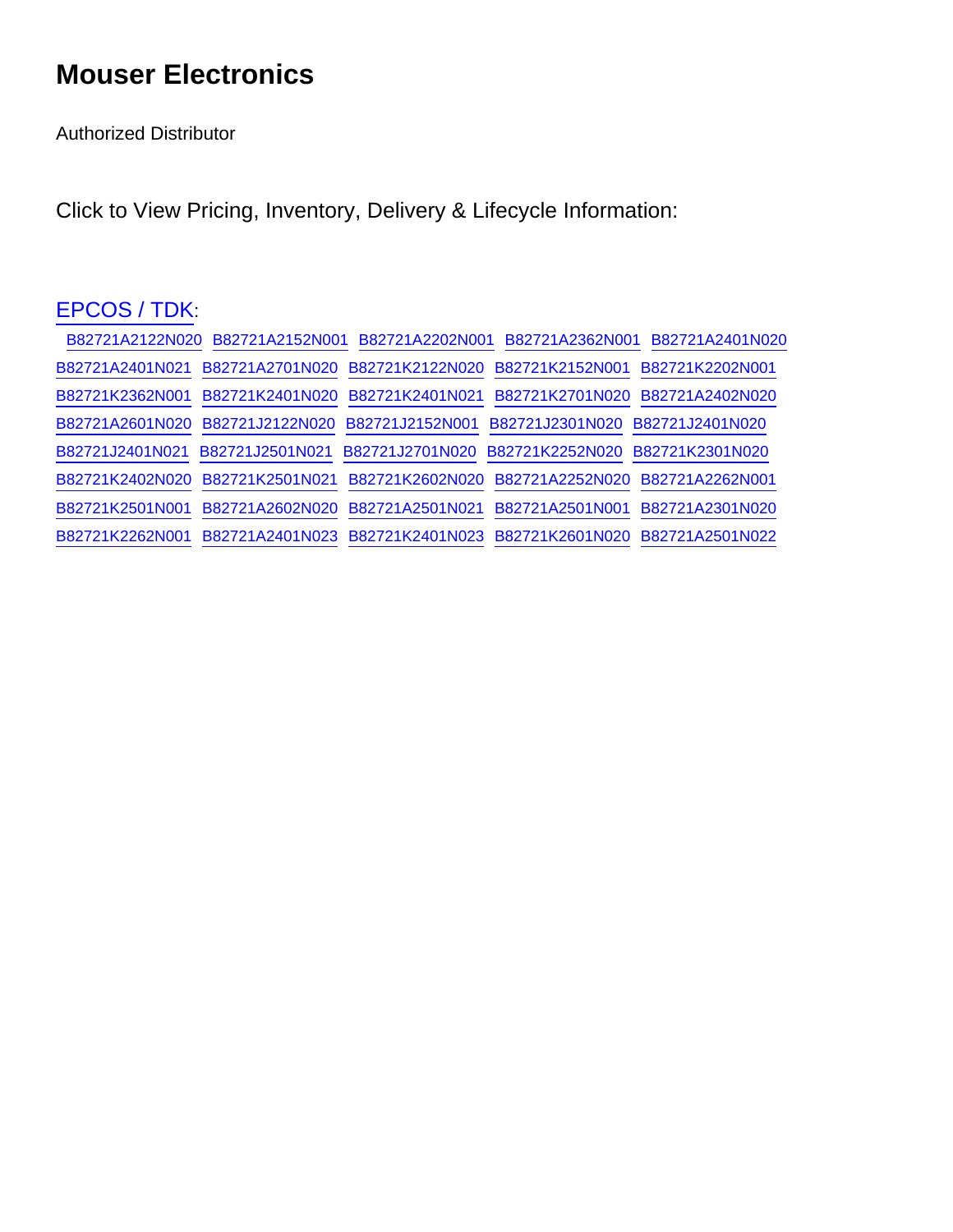# Mouser Electronics

Authorized Distributor

Click to View Pricing, Inventory, Delivery & Lifecycle Information:

EPCOS / TDK:

B82721A2122N020 B82721A2152N001 B82721A2202N001 B82721A2362N001 B82721A2401N020 B82721A2401N021 B82721A2701N020 B82721K2122N020 B82721K2152N001 B82721K2202N001 B82721K2362N001 B82721K2401N020 B82721K2401N021 B82721K2701N020 B82721A2402N020 B82721A2601N020 B82721J2122N020 B82721J2152N001 B82721J2301N020 B82721J2401N020 B82721J2401N021 B82721J2501N021 B82721J2701N020 B82721K2252N020 B82721K2301N020 B82721K2402N020 B82721K2501N021 B82721K2602N020 B82721A2252N020 B82721A2262N001 B82721K2501N001 B82721A2602N020 B82721A2501N021 B82721A2501N001 B82721A2301N020 B82721K2262N001 B82721A2401N023 B82721K2401N023 B82721K2601N020 B82721A2501N022